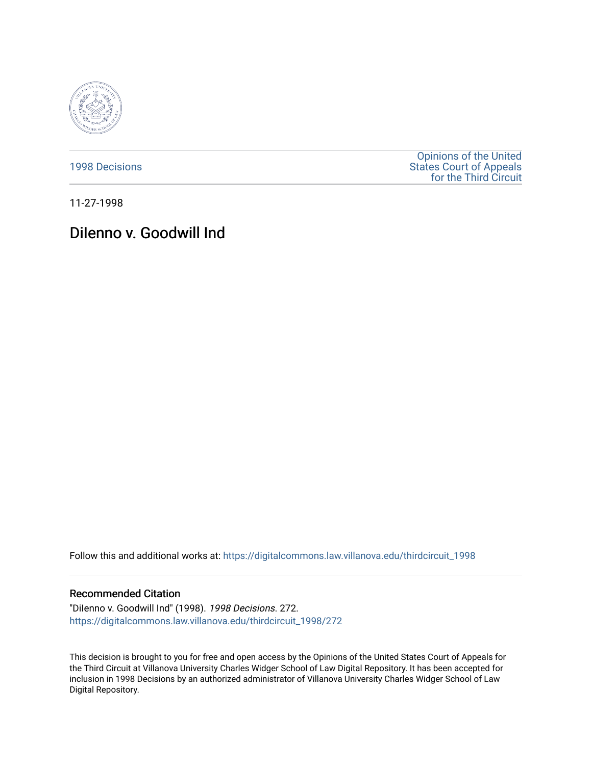1998 Decisions

Opinions of the United States Court of Appeals for the Third Circuit

11-27-1998

# DiIenno v. Goodwill Ind

Follow this and additional works at: https://digitalcommons.law.villanova.edu/thirdcircuit_1998

## Recommended Citation

"DiIenno v. Goodwill Ind" (1998). *1998 Decisions*. 272.
https://digitalcommons.law.villanova.edu/thirdcircuit_1998/272

This decision is brought to you for free and open access by the Opinions of the United States Court of Appeals for the Third Circuit at Villanova University Charles Widger School of Law Digital Repository. It has been accepted for inclusion in 1998 Decisions by an authorized administrator of Villanova University Charles Widger School of Law Digital Repository.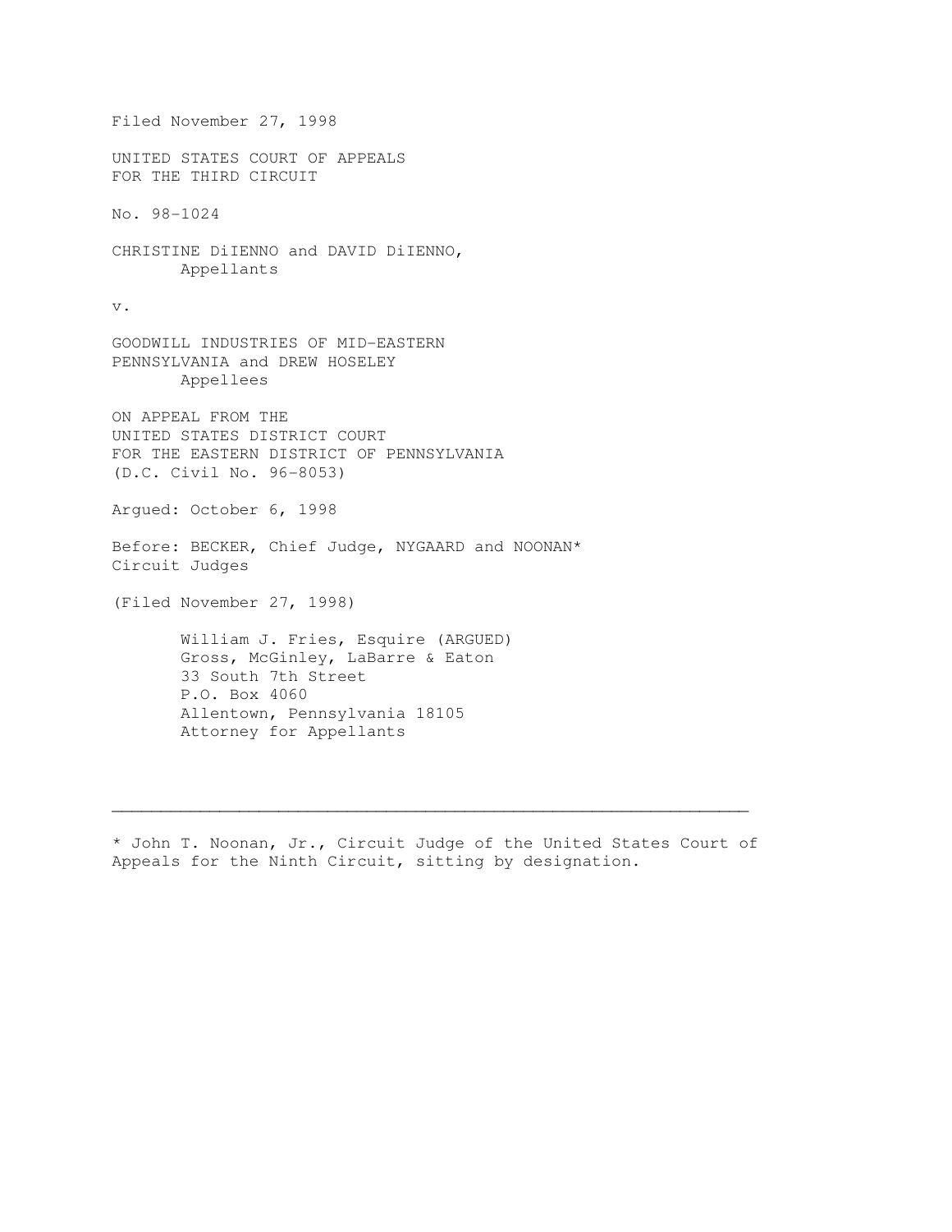Filed November 27, 1998

UNITED STATES COURT OF APPEALS
FOR THE THIRD CIRCUIT

No. 98-1024

CHRISTINE DiIENNO and DAVID DiIENNO,
Appellants

v.

GOODWILL INDUSTRIES OF MID-EASTERN
PENNSYLVANIA and DREW HOSELEY
Appellees

ON APPEAL FROM THE
UNITED STATES DISTRICT COURT
FOR THE EASTERN DISTRICT OF PENNSYLVANIA
(D.C. Civil No. 96-8053)

Argued: October 6, 1998

Before: BECKER, Chief Judge, NYGAARD and NOONAN*
Circuit Judges

(Filed November 27, 1998)

William J. Fries, Esquire (ARGUED)
Gross, McGinley, LaBarre & Eaton
33 South 7th Street
P.O. Box 4060
Allentown, Pennsylvania 18105
Attorney for Appellants

---

* John T. Noonan, Jr., Circuit Judge of the United States Court of Appeals for the Ninth Circuit, sitting by designation.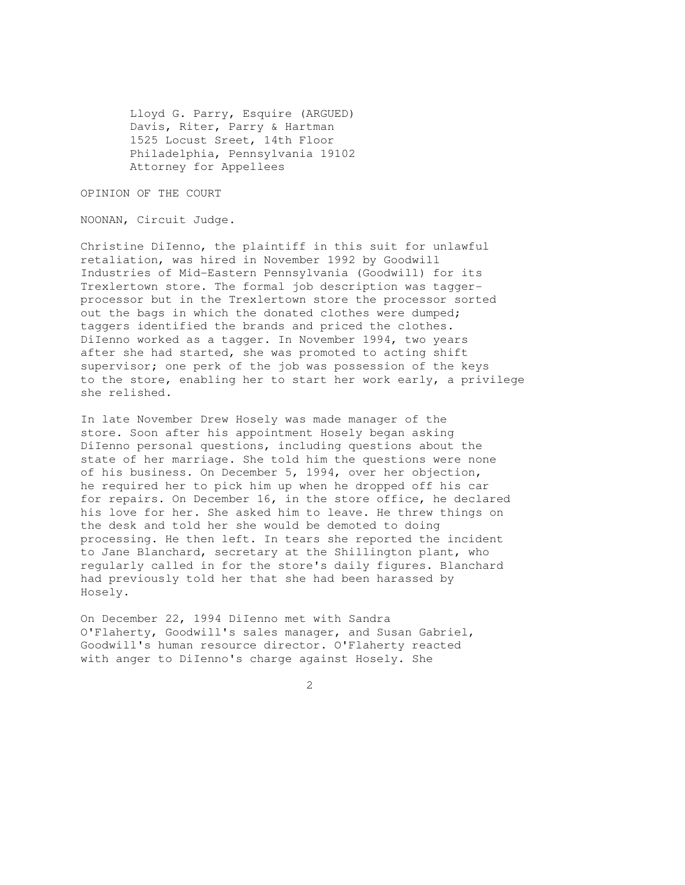Lloyd G. Parry, Esquire (ARGUED)
Davis, Riter, Parry & Hartman
1525 Locust Sreet, 14th Floor
Philadelphia, Pennsylvania 19102
Attorney for Appellees

OPINION OF THE COURT

NOONAN, Circuit Judge.

Christine DiIenno, the plaintiff in this suit for unlawful retaliation, was hired in November 1992 by Goodwill Industries of Mid-Eastern Pennsylvania (Goodwill) for its Trexlertown store. The formal job description was tagger-processor but in the Trexlertown store the processor sorted out the bags in which the donated clothes were dumped; taggers identified the brands and priced the clothes. DiIenno worked as a tagger. In November 1994, two years after she had started, she was promoted to acting shift supervisor; one perk of the job was possession of the keys to the store, enabling her to start her work early, a privilege she relished.

In late November Drew Hosely was made manager of the store. Soon after his appointment Hosely began asking DiIenno personal questions, including questions about the state of her marriage. She told him the questions were none of his business. On December 5, 1994, over her objection, he required her to pick him up when he dropped off his car for repairs. On December 16, in the store office, he declared his love for her. She asked him to leave. He threw things on the desk and told her she would be demoted to doing processing. He then left. In tears she reported the incident to Jane Blanchard, secretary at the Shillington plant, who regularly called in for the store's daily figures. Blanchard had previously told her that she had been harassed by Hosely.

On December 22, 1994 DiIenno met with Sandra O'Flaherty, Goodwill's sales manager, and Susan Gabriel, Goodwill's human resource director. O'Flaherty reacted with anger to DiIenno's charge against Hosely. She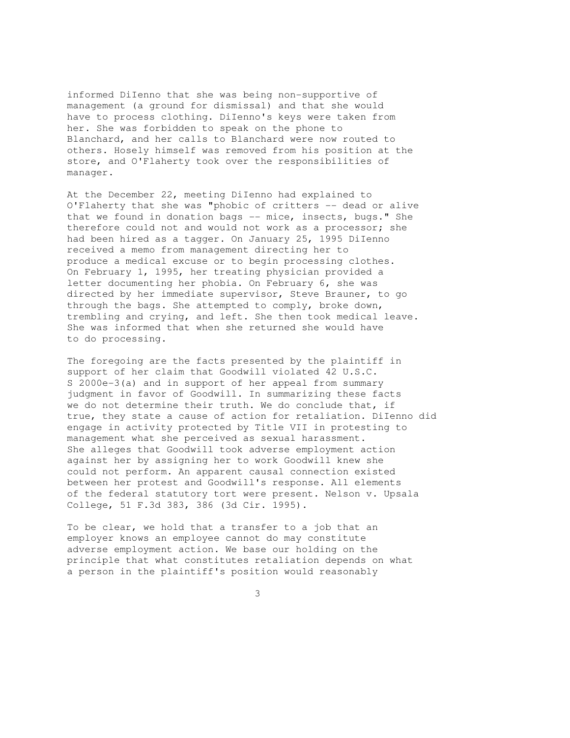informed DiIenno that she was being non-supportive of management (a ground for dismissal) and that she would have to process clothing. DiIenno's keys were taken from her. She was forbidden to speak on the phone to Blanchard, and her calls to Blanchard were now routed to others. Hosely himself was removed from his position at the store, and O'Flaherty took over the responsibilities of manager.

At the December 22, meeting DiIenno had explained to O'Flaherty that she was "phobic of critters -- dead or alive that we found in donation bags -- mice, insects, bugs." She therefore could not and would not work as a processor; she had been hired as a tagger. On January 25, 1995 DiIenno received a memo from management directing her to produce a medical excuse or to begin processing clothes. On February 1, 1995, her treating physician provided a letter documenting her phobia. On February 6, she was directed by her immediate supervisor, Steve Brauner, to go through the bags. She attempted to comply, broke down, trembling and crying, and left. She then took medical leave. She was informed that when she returned she would have to do processing.

The foregoing are the facts presented by the plaintiff in support of her claim that Goodwill violated 42 U.S.C. S 2000e-3(a) and in support of her appeal from summary judgment in favor of Goodwill. In summarizing these facts we do not determine their truth. We do conclude that, if true, they state a cause of action for retaliation. DiIenno did engage in activity protected by Title VII in protesting to management what she perceived as sexual harassment. She alleges that Goodwill took adverse employment action against her by assigning her to work Goodwill knew she could not perform. An apparent causal connection existed between her protest and Goodwill's response. All elements of the federal statutory tort were present. Nelson v. Upsala College, 51 F.3d 383, 386 (3d Cir. 1995).

To be clear, we hold that a transfer to a job that an employer knows an employee cannot do may constitute adverse employment action. We base our holding on the principle that what constitutes retaliation depends on what a person in the plaintiff's position would reasonably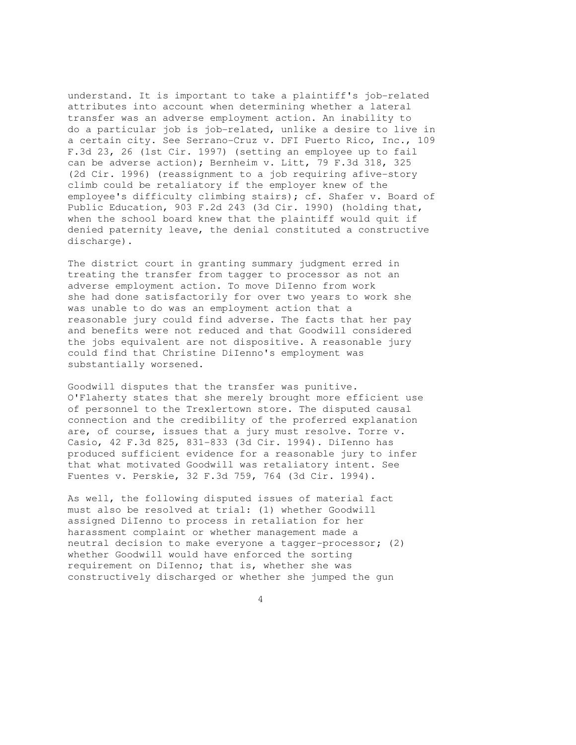understand. It is important to take a plaintiff's job-related attributes into account when determining whether a lateral transfer was an adverse employment action. An inability to do a particular job is job-related, unlike a desire to live in a certain city. See Serrano-Cruz v. DFI Puerto Rico, Inc., 109 F.3d 23, 26 (1st Cir. 1997) (setting an employee up to fail can be adverse action); Bernheim v. Litt, 79 F.3d 318, 325 (2d Cir. 1996) (reassignment to a job requiring afive-story climb could be retaliatory if the employer knew of the employee's difficulty climbing stairs); cf. Shafer v. Board of Public Education, 903 F.2d 243 (3d Cir. 1990) (holding that, when the school board knew that the plaintiff would quit if denied paternity leave, the denial constituted a constructive discharge).

The district court in granting summary judgment erred in treating the transfer from tagger to processor as not an adverse employment action. To move DiIenno from work she had done satisfactorily for over two years to work she was unable to do was an employment action that a reasonable jury could find adverse. The facts that her pay and benefits were not reduced and that Goodwill considered the jobs equivalent are not dispositive. A reasonable jury could find that Christine DiIenno's employment was substantially worsened.

Goodwill disputes that the transfer was punitive. O'Flaherty states that she merely brought more efficient use of personnel to the Trexlertown store. The disputed causal connection and the credibility of the proferred explanation are, of course, issues that a jury must resolve. Torre v. Casio, 42 F.3d 825, 831-833 (3d Cir. 1994). DiIenno has produced sufficient evidence for a reasonable jury to infer that what motivated Goodwill was retaliatory intent. See Fuentes v. Perskie, 32 F.3d 759, 764 (3d Cir. 1994).

As well, the following disputed issues of material fact must also be resolved at trial: (1) whether Goodwill assigned DiIenno to process in retaliation for her harassment complaint or whether management made a neutral decision to make everyone a tagger-processor; (2) whether Goodwill would have enforced the sorting requirement on DiIenno; that is, whether she was constructively discharged or whether she jumped the gun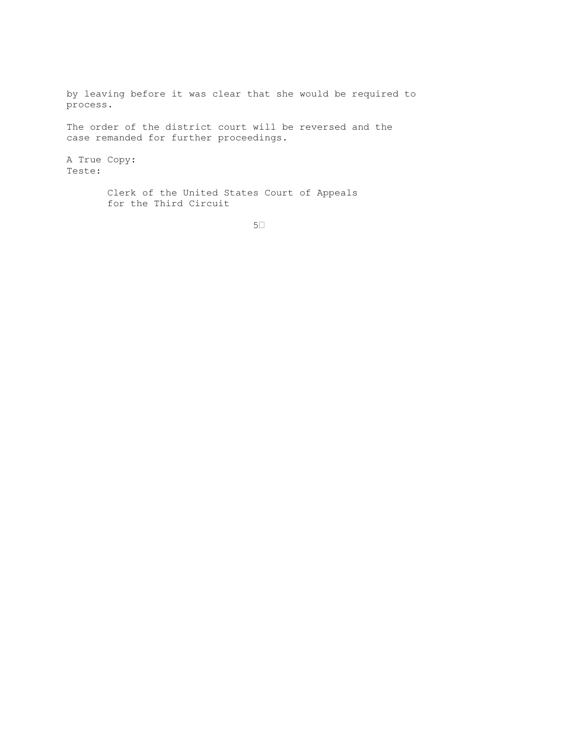by leaving before it was clear that she would be required to process.

The order of the district court will be reversed and the case remanded for further proceedings.

A True Copy:
Teste:

Clerk of the United States Court of Appeals for the Third Circuit